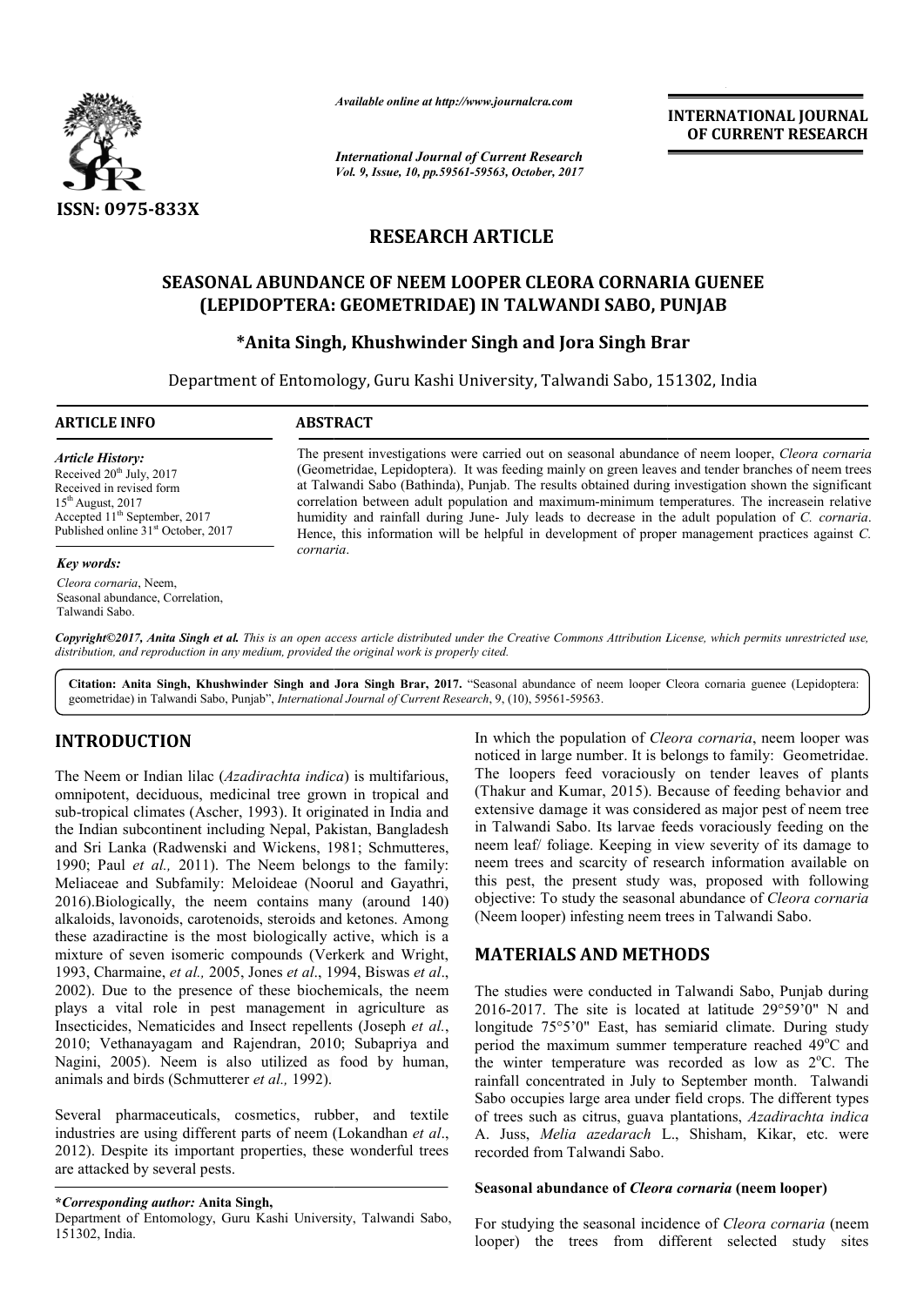# RESEARCH ARTICLE

## SEASONAL ABUNDANCE OF NEEM LOOPER CLEORA CORNARIA GUENEE (LEPIDOPTERA: GEOMETRIDAE) IN TALWANDI SABO, PUNJAB

**\*Anita Singh, Khushwinder Singh and Jora Singh Brar**

Department of Entomology, Guru Kashi University, Talwandi Sabo, 151302, India

### ARTICLE INFO

*Article History:*
Received 20th July, 2017
Received in revised form
15th August, 2017
Accepted 11th September, 2017
Published online 31st October, 2017

*Key words:*
*Cleora cornaria*, Neem,
Seasonal abundance, Correlation,
Talwandi Sabo.

### ABSTRACT

The present investigations were carried out on seasonal abundance of neem looper, *Cleora cornaria* (Geometridae, Lepidoptera). It was feeding mainly on green leaves and tender branches of neem trees at Talwandi Sabo (Bathinda), Punjab. The results obtained during investigation shown the significant correlation between adult population and maximum-minimum temperatures. The increasein relative humidity and rainfall during June- July leads to decrease in the adult population of *C. cornaria*. Hence, this information will be helpful in development of proper management practices against *C. cornaria*.

*Copyright©2017, Anita Singh et al. This is an open access article distributed under the Creative Commons Attribution License, which permits unrestricted use, distribution, and reproduction in any medium, provided the original work is properly cited.*

**Citation: Anita Singh, Khushwinder Singh and Jora Singh Brar, 2017.** "Seasonal abundance of neem looper Cleora cornaria guenee (Lepidoptera: geometridae) in Talwandi Sabo, Punjab", *International Journal of Current Research*, 9, (10), 59561-59563.

## INTRODUCTION

The Neem or Indian lilac (*Azadirachta indica*) is multifarious, omnipotent, deciduous, medicinal tree grown in tropical and sub-tropical climates (Ascher, 1993). It originated in India and the Indian subcontinent including Nepal, Pakistan, Bangladesh and Sri Lanka (Radwenski and Wickens, 1981; Schmutteres, 1990; Paul *et al.,* 2011). The Neem belongs to the family: Meliaceae and Subfamily: Meloideae (Noorul and Gayathri, 2016).Biologically, the neem contains many (around 140) alkaloids, lavonoids, carotenoids, steroids and ketones. Among these azadiractine is the most biologically active, which is a mixture of seven isomeric compounds (Verkerk and Wright, 1993, Charmaine, *et al.,* 2005, Jones *et al*., 1994, Biswas *et al*., 2002). Due to the presence of these biochemicals, the neem plays a vital role in pest management in agriculture as Insecticides, Nematicides and Insect repellents (Joseph *et al.*, 2010; Vethanayagam and Rajendran, 2010; Subapriya and Nagini, 2005). Neem is also utilized as food by human, animals and birds (Schmutterer *et al.,* 1992).

Several pharmaceuticals, cosmetics, rubber, and textile industries are using different parts of neem (Lokandhan *et al*., 2012). Despite its important properties, these wonderful trees are attacked by several pests.

In which the population of *Cleora cornaria*, neem looper was noticed in large number. It is belongs to family: Geometridae. The loopers feed voraciously on tender leaves of plants (Thakur and Kumar, 2015). Because of feeding behavior and extensive damage it was considered as major pest of neem tree in Talwandi Sabo. Its larvae feeds voraciously feeding on the neem leaf/ foliage. Keeping in view severity of its damage to neem trees and scarcity of research information available on this pest, the present study was, proposed with following objective: To study the seasonal abundance of *Cleora cornaria* (Neem looper) infesting neem trees in Talwandi Sabo.

## MATERIALS AND METHODS

The studies were conducted in Talwandi Sabo, Punjab during 2016-2017. The site is located at latitude 29°59'0" N and longitude 75°5'0" East, has semiarid climate. During study period the maximum summer temperature reached 49°C and the winter temperature was recorded as low as 2°C. The rainfall concentrated in July to September month. Talwandi Sabo occupies large area under field crops. The different types of trees such as citrus, guava plantations, *Azadirachta indica* A. Juss, *Melia azedarach* L., Shisham, Kikar, etc. were recorded from Talwandi Sabo.

### Seasonal abundance of *Cleora cornaria* (neem looper)

For studying the seasonal incidence of *Cleora cornaria* (neem looper) the trees from different selected study sites

\*Corresponding author: Anita Singh,
Department of Entomology, Guru Kashi University, Talwandi Sabo, 151302, India.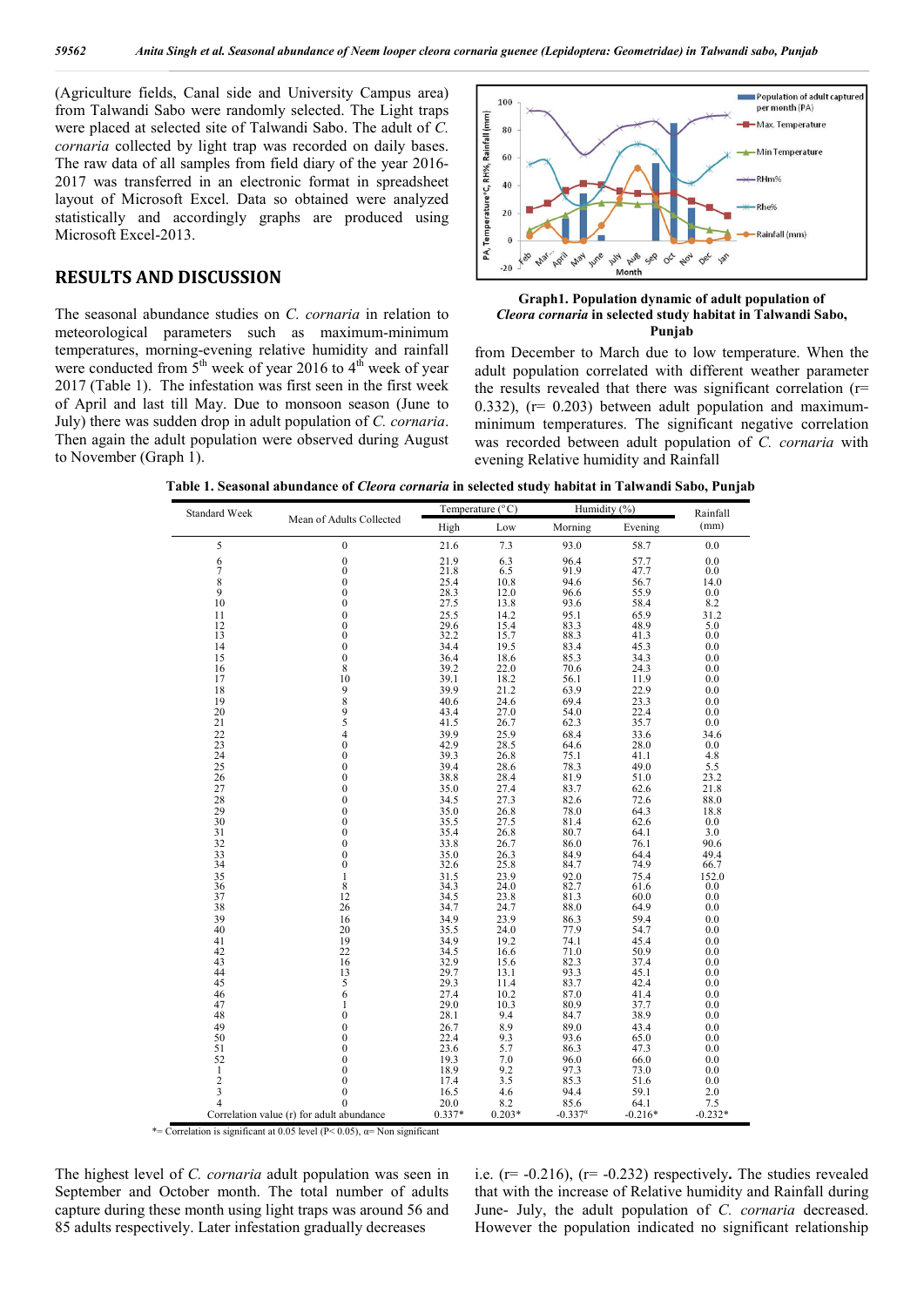(Agriculture fields, Canal side and University Campus area) from Talwandi Sabo were randomly selected. The Light traps were placed at selected site of Talwandi Sabo. The adult of *C. cornaria* collected by light trap was recorded on daily bases. The raw data of all samples from field diary of the year 2016-2017 was transferred in an electronic format in spreadsheet layout of Microsoft Excel. Data so obtained were analyzed statistically and accordingly graphs are produced using Microsoft Excel-2013.

## RESULTS AND DISCUSSION

The seasonal abundance studies on *C. cornaria* in relation to meteorological parameters such as maximum-minimum temperatures, morning-evening relative humidity and rainfall were conducted from 5th week of year 2016 to 4th week of year 2017 (Table 1). The infestation was first seen in the first week of April and last till May. Due to monsoon season (June to July) there was sudden drop in adult population of *C. cornaria*. Then again the adult population were observed during August to November (Graph 1).

**Graph1. Population dynamic of adult population of *Cleora cornaria* in selected study habitat in Talwandi Sabo, Punjab**

from December to March due to low temperature. When the adult population correlated with different weather parameter the results revealed that there was significant correlation (r= 0.332), (r= 0.203) between adult population and maximum-minimum temperatures. The significant negative correlation was recorded between adult population of *C. cornaria* with evening Relative humidity and Rainfall

**Table 1. Seasonal abundance of *Cleora cornaria* in selected study habitat in Talwandi Sabo, Punjab**

| Standard Week | Mean of Adults Collected | Temperature (°C) | | Humidity (%) | | Rainfall (mm) |
|---|---|---|---|---|---|---|
| | | High | Low | Morning | Evening | |
| 5 | 0 | 21.6 | 7.3 | 93.0 | 58.7 | 0.0 |
| 6 | 0 | 21.9 | 6.3 | 96.4 | 57.7 | 0.0 |
| 7 | 0 | 21.8 | 6.5 | 91.9 | 47.7 | 0.0 |
| 8 | 0 | 25.4 | 10.8 | 94.6 | 56.7 | 14.0 |
| 9 | 0 | 28.3 | 12.0 | 96.6 | 55.9 | 0.0 |
| 10 | 0 | 27.5 | 13.8 | 93.6 | 58.4 | 8.2 |
| 11 | 0 | 25.5 | 14.2 | 95.1 | 65.9 | 31.2 |
| 12 | 0 | 29.6 | 15.4 | 83.3 | 48.9 | 5.0 |
| 13 | 0 | 32.2 | 15.7 | 88.3 | 41.3 | 0.0 |
| 14 | 0 | 34.4 | 19.5 | 83.4 | 45.3 | 0.0 |
| 15 | 0 | 36.4 | 18.6 | 85.3 | 34.3 | 0.0 |
| 16 | 8 | 39.2 | 22.0 | 70.6 | 24.3 | 0.0 |
| 17 | 10 | 39.1 | 18.2 | 56.1 | 11.9 | 0.0 |
| 18 | 9 | 39.9 | 21.2 | 63.9 | 22.9 | 0.0 |
| 19 | 8 | 40.6 | 24.6 | 69.4 | 23.3 | 0.0 |
| 20 | 9 | 43.4 | 27.0 | 54.0 | 22.4 | 0.0 |
| 21 | 5 | 41.5 | 26.7 | 62.3 | 35.7 | 0.0 |
| 22 | 4 | 39.9 | 25.9 | 68.4 | 33.6 | 34.6 |
| 23 | 0 | 42.9 | 28.5 | 64.6 | 28.0 | 0.0 |
| 24 | 0 | 39.3 | 26.8 | 75.1 | 41.1 | 4.8 |
| 25 | 0 | 39.4 | 28.6 | 78.3 | 49.0 | 5.5 |
| 26 | 0 | 38.8 | 28.4 | 81.9 | 51.0 | 23.2 |
| 27 | 0 | 35.0 | 27.4 | 83.7 | 62.6 | 21.8 |
| 28 | 0 | 34.5 | 27.3 | 82.6 | 72.6 | 88.0 |
| 29 | 0 | 35.0 | 26.8 | 78.0 | 64.3 | 18.8 |
| 30 | 0 | 35.5 | 27.5 | 81.4 | 62.6 | 0.0 |
| 31 | 0 | 35.4 | 26.8 | 80.7 | 64.1 | 3.0 |
| 32 | 0 | 33.8 | 26.7 | 86.0 | 76.1 | 90.6 |
| 33 | 0 | 35.0 | 26.3 | 84.9 | 64.4 | 49.4 |
| 34 | 0 | 32.6 | 25.8 | 84.7 | 74.9 | 66.7 |
| 35 | 1 | 31.5 | 23.9 | 92.0 | 75.4 | 152.0 |
| 36 | 8 | 34.3 | 24.0 | 82.7 | 61.6 | 0.0 |
| 37 | 12 | 34.5 | 23.8 | 81.3 | 60.0 | 0.0 |
| 38 | 26 | 34.7 | 24.7 | 88.0 | 64.9 | 0.0 |
| 39 | 16 | 34.9 | 23.9 | 86.3 | 59.4 | 0.0 |
| 40 | 20 | 35.5 | 24.0 | 77.9 | 54.7 | 0.0 |
| 41 | 19 | 34.9 | 19.2 | 74.1 | 45.4 | 0.0 |
| 42 | 22 | 34.5 | 16.6 | 71.0 | 50.9 | 0.0 |
| 43 | 16 | 32.9 | 15.6 | 82.3 | 37.4 | 0.0 |
| 44 | 13 | 29.7 | 13.1 | 93.3 | 45.1 | 0.0 |
| 45 | 5 | 29.3 | 11.4 | 83.7 | 42.4 | 0.0 |
| 46 | 6 | 27.4 | 10.2 | 87.0 | 41.4 | 0.0 |
| 47 | 1 | 29.0 | 10.3 | 80.9 | 37.7 | 0.0 |
| 48 | 0 | 28.1 | 9.4 | 84.7 | 38.9 | 0.0 |
| 49 | 0 | 26.7 | 8.9 | 89.0 | 43.4 | 0.0 |
| 50 | 0 | 22.4 | 9.3 | 93.6 | 65.0 | 0.0 |
| 51 | 0 | 23.6 | 5.7 | 86.3 | 47.3 | 0.0 |
| 52 | 0 | 19.3 | 7.0 | 96.0 | 66.0 | 0.0 |
| 1 | 0 | 18.9 | 9.2 | 97.3 | 73.0 | 0.0 |
| 2 | 0 | 17.4 | 3.5 | 85.3 | 51.6 | 0.0 |
| 3 | 0 | 16.5 | 4.6 | 94.4 | 59.1 | 2.0 |
| 4 | 0 | 20.0 | 8.2 | 85.6 | 64.1 | 7.5 |
| Correlation value (r) for adult abundance | | 0.337* | 0.203* | -0.337α | -0.216* | -0.232* |

*= Correlation is significant at 0.05 level (P< 0.05), α= Non significant

The highest level of *C. cornaria* adult population was seen in September and October month. The total number of adults capture during these month using light traps was around 56 and 85 adults respectively. Later infestation gradually decreases

i.e. (r= -0.216), (r= -0.232) respectively**.** The studies revealed that with the increase of Relative humidity and Rainfall during June- July, the adult population of *C. cornaria* decreased. However the population indicated no significant relationship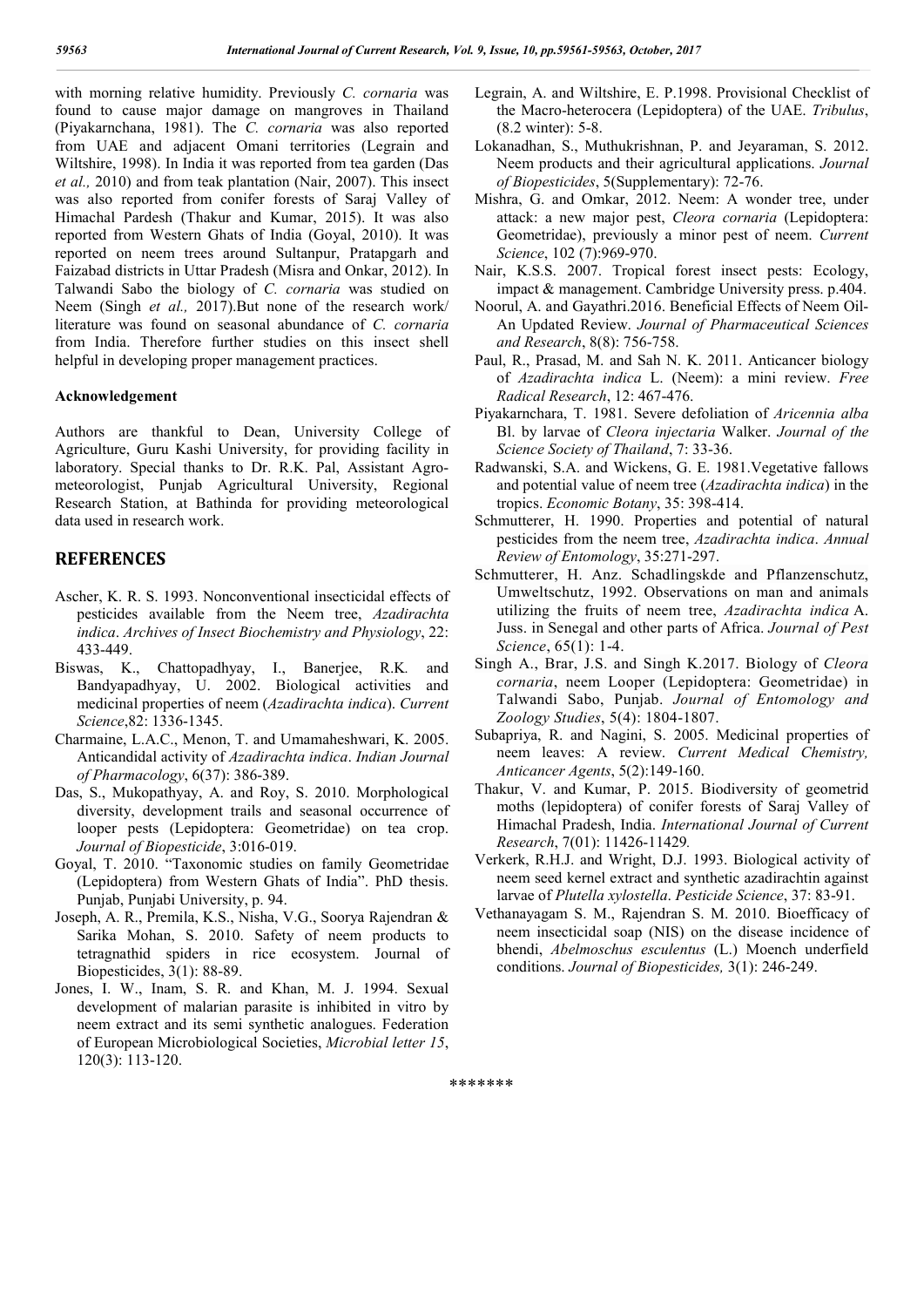with morning relative humidity. Previously *C. cornaria* was found to cause major damage on mangroves in Thailand (Piyakarnchana, 1981). The *C. cornaria* was also reported from UAE and adjacent Omani territories (Legrain and Wiltshire, 1998). In India it was reported from tea garden (Das *et al.,* 2010) and from teak plantation (Nair, 2007). This insect was also reported from conifer forests of Saraj Valley of Himachal Pardesh (Thakur and Kumar, 2015). It was also reported from Western Ghats of India (Goyal, 2010). It was reported on neem trees around Sultanpur, Pratapgarh and Faizabad districts in Uttar Pradesh (Misra and Onkar, 2012). In Talwandi Sabo the biology of *C. cornaria* was studied on Neem (Singh *et al.,* 2017).But none of the research work/ literature was found on seasonal abundance of *C. cornaria* from India. Therefore further studies on this insect shell helpful in developing proper management practices.

**Acknowledgement**

Authors are thankful to Dean, University College of Agriculture, Guru Kashi University, for providing facility in laboratory. Special thanks to Dr. R.K. Pal, Assistant Agro-meteorologist, Punjab Agricultural University, Regional Research Station, at Bathinda for providing meteorological data used in research work.

## REFERENCES

- Ascher, K. R. S. 1993. Nonconventional insecticidal effects of pesticides available from the Neem tree, *Azadirachta indica*. *Archives of Insect Biochemistry and Physiology*, 22: 433-449.
- Biswas, K., Chattopadhyay, I., Banerjee, R.K. and Bandyapadhyay, U. 2002. Biological activities and medicinal properties of neem (*Azadirachta indica*). *Current Science*,82: 1336-1345.
- Charmaine, L.A.C., Menon, T. and Umamaheshwari, K. 2005. Anticandidal activity of *Azadirachta indica*. *Indian Journal of Pharmacology*, 6(37): 386-389.
- Das, S., Mukopathyay, A. and Roy, S. 2010. Morphological diversity, development trails and seasonal occurrence of looper pests (Lepidoptera: Geometridae) on tea crop. *Journal of Biopesticide*, 3:016-019.
- Goyal, T. 2010. "Taxonomic studies on family Geometridae (Lepidoptera) from Western Ghats of India". PhD thesis. Punjab, Punjabi University, p. 94.
- Joseph, A. R., Premila, K.S., Nisha, V.G., Soorya Rajendran & Sarika Mohan, S. 2010. Safety of neem products to tetragnathid spiders in rice ecosystem. Journal of Biopesticides, 3(1): 88-89.
- Jones, I. W., Inam, S. R. and Khan, M. J. 1994. Sexual development of malarian parasite is inhibited in vitro by neem extract and its semi synthetic analogues. Federation of European Microbiological Societies, *Microbial letter 15*, 120(3): 113-120.
- Legrain, A. and Wiltshire, E. P.1998. Provisional Checklist of the Macro-heterocera (Lepidoptera) of the UAE. *Tribulus*, (8.2 winter): 5-8.
- Lokanadhan, S., Muthukrishnan, P. and Jeyaraman, S. 2012. Neem products and their agricultural applications. *Journal of Biopesticides*, 5(Supplementary): 72-76.
- Mishra, G. and Omkar, 2012. Neem: A wonder tree, under attack: a new major pest, *Cleora cornaria* (Lepidoptera: Geometridae), previously a minor pest of neem. *Current Science*, 102 (7):969-970.
- Nair, K.S.S. 2007. Tropical forest insect pests: Ecology, impact & management. Cambridge University press. p.404.
- Noorul, A. and Gayathri.2016. Beneficial Effects of Neem Oil- An Updated Review. *Journal of Pharmaceutical Sciences and Research*, 8(8): 756-758.
- Paul, R., Prasad, M. and Sah N. K. 2011. Anticancer biology of *Azadirachta indica* L. (Neem): a mini review. *Free Radical Research*, 12: 467-476.
- Piyakarnchara, T. 1981. Severe defoliation of *Aricennia alba* Bl. by larvae of *Cleora injectaria* Walker. *Journal of the Science Society of Thailand*, 7: 33-36.
- Radwanski, S.A. and Wickens, G. E. 1981.Vegetative fallows and potential value of neem tree (*Azadirachta indica*) in the tropics. *Economic Botany*, 35: 398-414.
- Schmutterer, H. 1990. Properties and potential of natural pesticides from the neem tree, *Azadirachta indica*. *Annual Review of Entomology*, 35:271-297.
- Schmutterer, H. Anz. Schadlingskde and Pflanzenschutz, Umweltschutz, 1992. Observations on man and animals utilizing the fruits of neem tree, *Azadirachta indica* A. Juss. in Senegal and other parts of Africa. *Journal of Pest Science*, 65(1): 1-4.
- Singh A., Brar, J.S. and Singh K.2017. Biology of *Cleora cornaria*, neem Looper (Lepidoptera: Geometridae) in Talwandi Sabo, Punjab. *Journal of Entomology and Zoology Studies*, 5(4): 1804-1807.
- Subapriya, R. and Nagini, S. 2005. Medicinal properties of neem leaves: A review. *Current Medical Chemistry, Anticancer Agents*, 5(2):149-160.
- Thakur, V. and Kumar, P. 2015. Biodiversity of geometrid moths (lepidoptera) of conifer forests of Saraj Valley of Himachal Pradesh, India. *International Journal of Current Research*, 7(01): 11426-11429*.*
- Verkerk, R.H.J. and Wright, D.J. 1993. Biological activity of neem seed kernel extract and synthetic azadirachtin against larvae of *Plutella xylostella*. *Pesticide Science*, 37: 83-91.
- Vethanayagam S. M., Rajendran S. M. 2010. Bioefficacy of neem insecticidal soap (NIS) on the disease incidence of bhendi, *Abelmoschus esculentus* (L.) Moench underfield conditions. *Journal of Biopesticides,* 3(1): 246-249.

\*\*\*\*\*\*\*